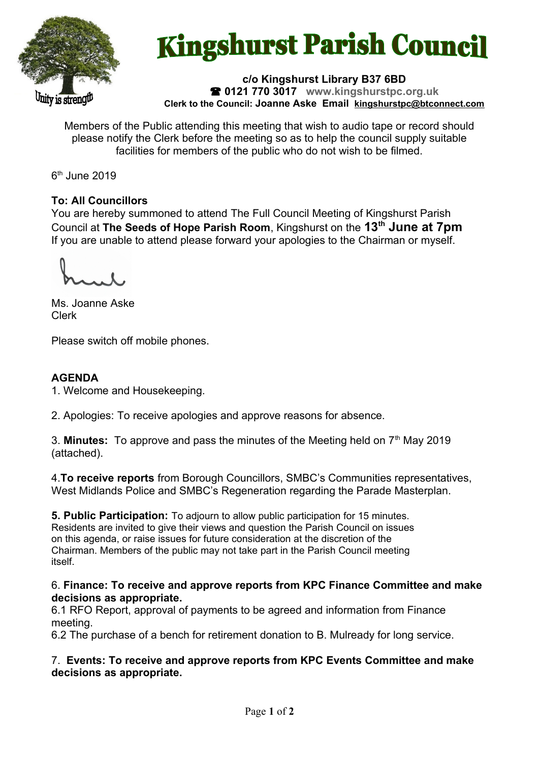# Kingshurst Parish Council

Unity is strength

**c/o Kingshurst Library B37 6BD**
**☎ 0121 770 3017 www.kingshurstpc.org.uk**
**Clerk to the Council: Joanne Aske Email kingshurstpc@btconnect.com**

Members of the Public attending this meeting that wish to audio tape or record should please notify the Clerk before the meeting so as to help the council supply suitable facilities for members of the public who do not wish to be filmed.

6th June 2019

**To: All Councillors**
You are hereby summoned to attend The Full Council Meeting of Kingshurst Parish Council at **The Seeds of Hope Parish Room**, Kingshurst on the **13th June at 7pm**
If you are unable to attend please forward your apologies to the Chairman or myself.

Ms. Joanne Aske
Clerk

Please switch off mobile phones.

## AGENDA

1. Welcome and Housekeeping.

2. Apologies: To receive apologies and approve reasons for absence.

3. **Minutes:** To approve and pass the minutes of the Meeting held on 7th May 2019 (attached).

4. **To receive reports** from Borough Councillors, SMBC's Communities representatives, West Midlands Police and SMBC's Regeneration regarding the Parade Masterplan.

**5. Public Participation:** To adjourn to allow public participation for 15 minutes. Residents are invited to give their views and question the Parish Council on issues on this agenda, or raise issues for future consideration at the discretion of the Chairman. Members of the public may not take part in the Parish Council meeting itself.

6. **Finance: To receive and approve reports from KPC Finance Committee and make decisions as appropriate.**
6.1 RFO Report, approval of payments to be agreed and information from Finance meeting.
6.2 The purchase of a bench for retirement donation to B. Mulready for long service.

7. **Events: To receive and approve reports from KPC Events Committee and make decisions as appropriate.**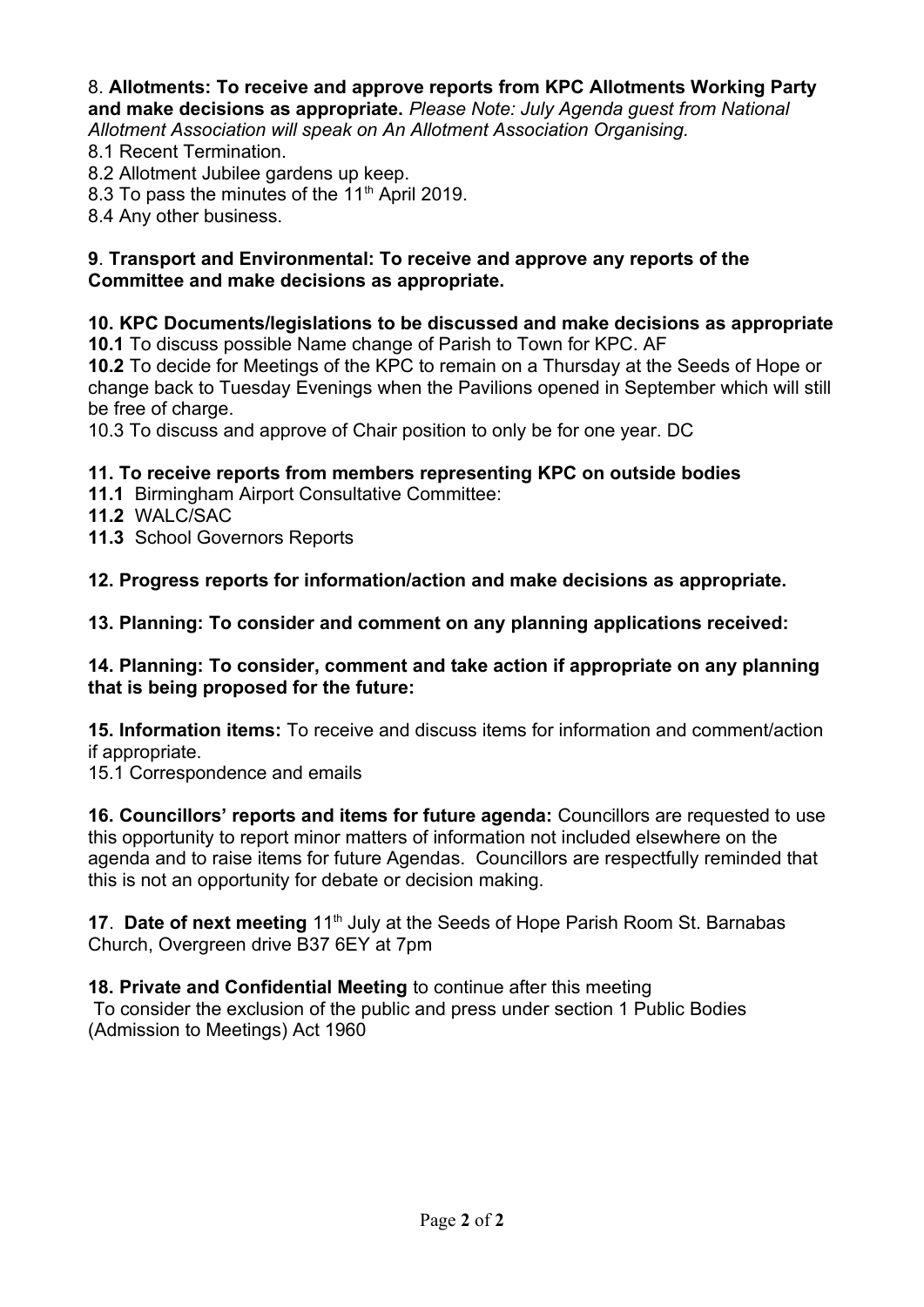8. **Allotments: To receive and approve reports from KPC Allotments Working Party and make decisions as appropriate.** *Please Note: July Agenda guest from National Allotment Association will speak on An Allotment Association Organising.*

8.1 Recent Termination.

8.2 Allotment Jubilee gardens up keep.

8.3 To pass the minutes of the 11th April 2019.

8.4 Any other business.

**9**. **Transport and Environmental: To receive and approve any reports of the Committee and make decisions as appropriate.**

**10. KPC Documents/legislations to be discussed and make decisions as appropriate**

**10.1** To discuss possible Name change of Parish to Town for KPC. AF

**10.2** To decide for Meetings of the KPC to remain on a Thursday at the Seeds of Hope or change back to Tuesday Evenings when the Pavilions opened in September which will still be free of charge.

10.3 To discuss and approve of Chair position to only be for one year. DC

**11. To receive reports from members representing KPC on outside bodies**

**11.1** Birmingham Airport Consultative Committee:

**11.2** WALC/SAC

**11.3** School Governors Reports

**12. Progress reports for information/action and make decisions as appropriate.**

**13. Planning: To consider and comment on any planning applications received:**

**14. Planning: To consider, comment and take action if appropriate on any planning that is being proposed for the future:**

**15. Information items:** To receive and discuss items for information and comment/action if appropriate.

15.1 Correspondence and emails

**16. Councillors' reports and items for future agenda:** Councillors are requested to use this opportunity to report minor matters of information not included elsewhere on the agenda and to raise items for future Agendas. Councillors are respectfully reminded that this is not an opportunity for debate or decision making.

**17**. **Date of next meeting** 11th July at the Seeds of Hope Parish Room St. Barnabas Church, Overgreen drive B37 6EY at 7pm

**18. Private and Confidential Meeting** to continue after this meeting
To consider the exclusion of the public and press under section 1 Public Bodies (Admission to Meetings) Act 1960